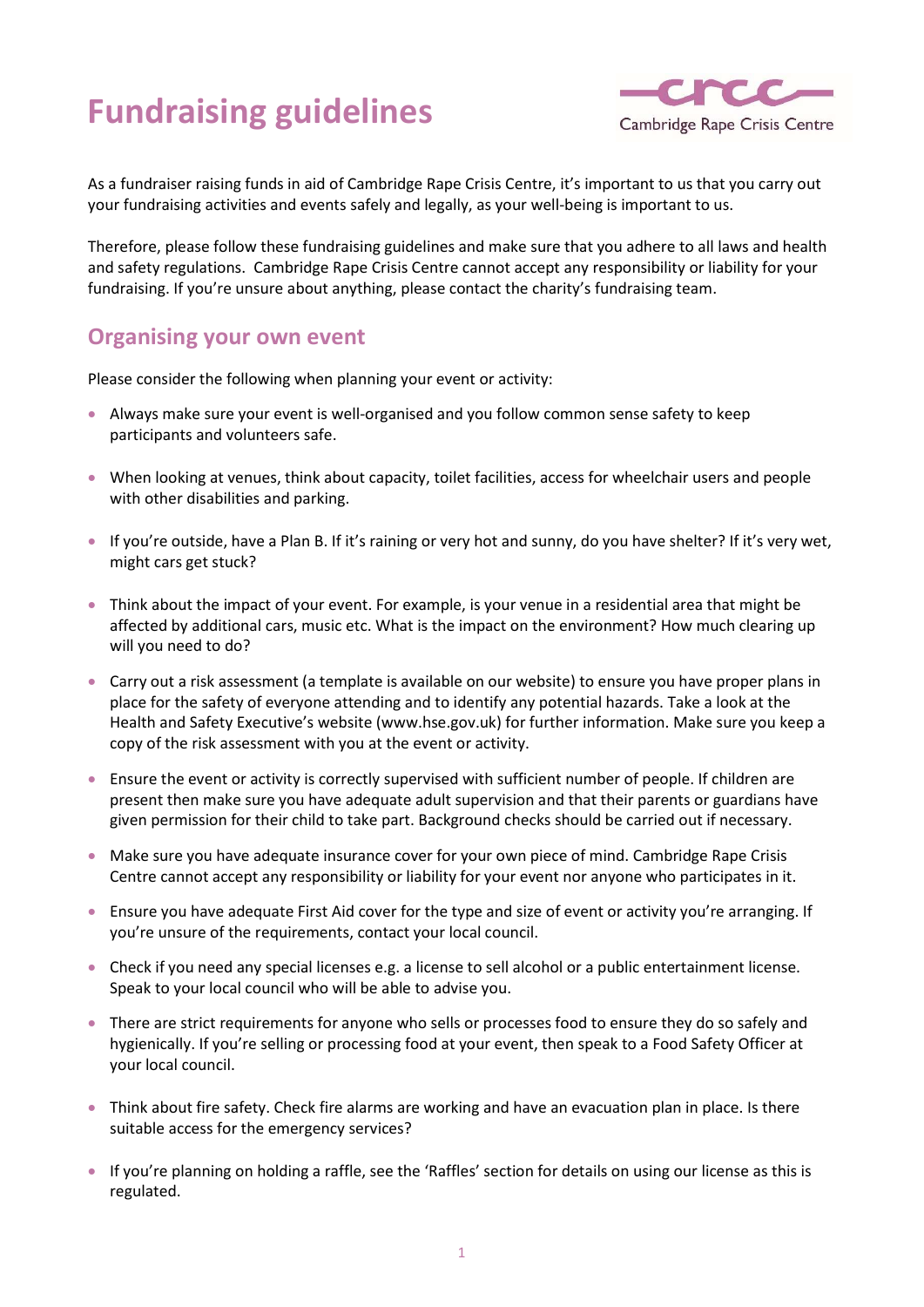# Fundraising guidelines

As a fundraiser raising funds in aid of Cambridge Rape Crisis Centre, it's important to us that you carry out your fundraising activities and events safely and legally, as your well-being is important to us.

Therefore, please follow these fundraising guidelines and make sure that you adhere to all laws and health and safety regulations. Cambridge Rape Crisis Centre cannot accept any responsibility or liability for your fundraising. If you're unsure about anything, please contact the charity's fundraising team.

## Organising your own event

Please consider the following when planning your event or activity:

- Always make sure your event is well-organised and you follow common sense safety to keep participants and volunteers safe.
- When looking at venues, think about capacity, toilet facilities, access for wheelchair users and people with other disabilities and parking.
- If you're outside, have a Plan B. If it's raining or very hot and sunny, do you have shelter? If it's very wet, might cars get stuck?
- Think about the impact of your event. For example, is your venue in a residential area that might be affected by additional cars, music etc. What is the impact on the environment? How much clearing up will you need to do?
- Carry out a risk assessment (a template is available on our website) to ensure you have proper plans in place for the safety of everyone attending and to identify any potential hazards. Take a look at the Health and Safety Executive's website (www.hse.gov.uk) for further information. Make sure you keep a copy of the risk assessment with you at the event or activity.
- Ensure the event or activity is correctly supervised with sufficient number of people. If children are present then make sure you have adequate adult supervision and that their parents or guardians have given permission for their child to take part. Background checks should be carried out if necessary.
- Make sure you have adequate insurance cover for your own piece of mind. Cambridge Rape Crisis Centre cannot accept any responsibility or liability for your event nor anyone who participates in it.
- Ensure you have adequate First Aid cover for the type and size of event or activity you're arranging. If you're unsure of the requirements, contact your local council.
- Check if you need any special licenses e.g. a license to sell alcohol or a public entertainment license. Speak to your local council who will be able to advise you.
- There are strict requirements for anyone who sells or processes food to ensure they do so safely and hygienically. If you're selling or processing food at your event, then speak to a Food Safety Officer at your local council.
- Think about fire safety. Check fire alarms are working and have an evacuation plan in place. Is there suitable access for the emergency services?
- If you're planning on holding a raffle, see the 'Raffles' section for details on using our license as this is regulated.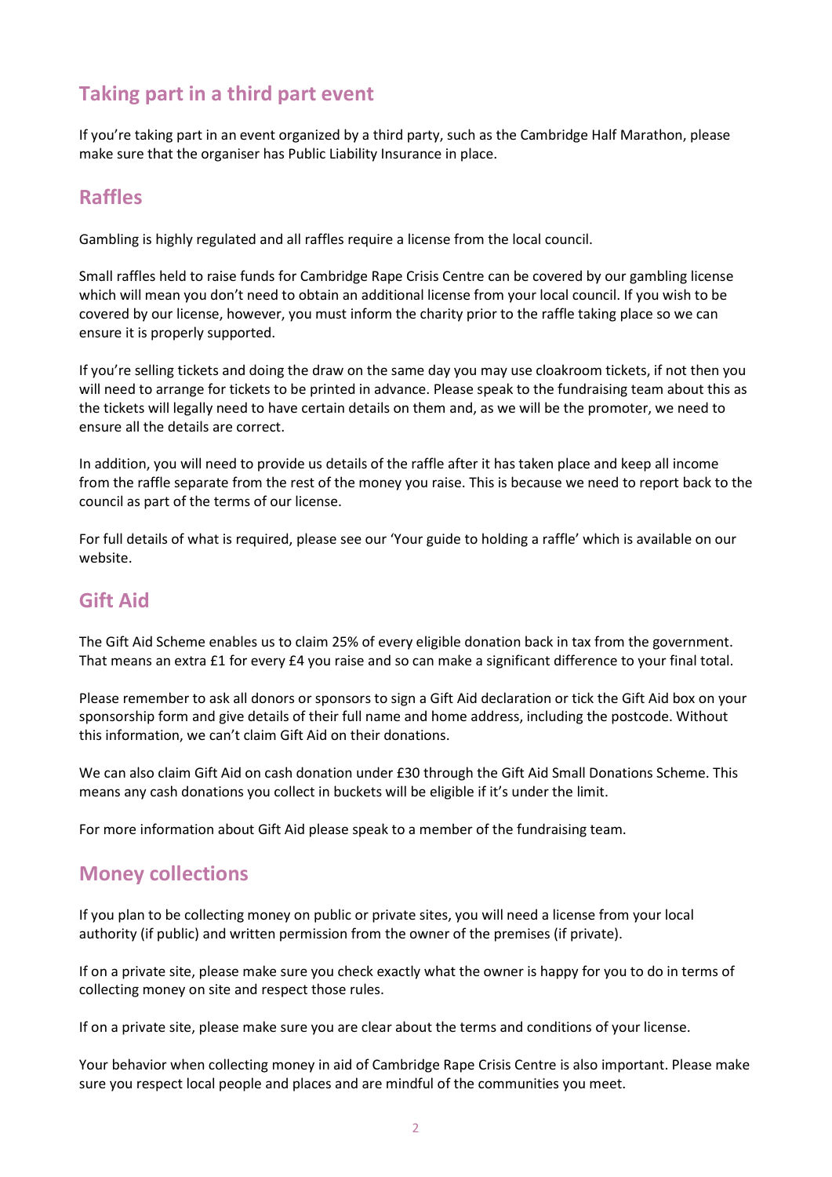## Taking part in a third part event

If you're taking part in an event organized by a third party, such as the Cambridge Half Marathon, please make sure that the organiser has Public Liability Insurance in place.

## Raffles

Gambling is highly regulated and all raffles require a license from the local council.

Small raffles held to raise funds for Cambridge Rape Crisis Centre can be covered by our gambling license which will mean you don't need to obtain an additional license from your local council. If you wish to be covered by our license, however, you must inform the charity prior to the raffle taking place so we can ensure it is properly supported.

If you're selling tickets and doing the draw on the same day you may use cloakroom tickets, if not then you will need to arrange for tickets to be printed in advance. Please speak to the fundraising team about this as the tickets will legally need to have certain details on them and, as we will be the promoter, we need to ensure all the details are correct.

In addition, you will need to provide us details of the raffle after it has taken place and keep all income from the raffle separate from the rest of the money you raise. This is because we need to report back to the council as part of the terms of our license.

For full details of what is required, please see our 'Your guide to holding a raffle' which is available on our website.

## Gift Aid

The Gift Aid Scheme enables us to claim 25% of every eligible donation back in tax from the government. That means an extra £1 for every £4 you raise and so can make a significant difference to your final total.

Please remember to ask all donors or sponsors to sign a Gift Aid declaration or tick the Gift Aid box on your sponsorship form and give details of their full name and home address, including the postcode. Without this information, we can't claim Gift Aid on their donations.

We can also claim Gift Aid on cash donation under £30 through the Gift Aid Small Donations Scheme. This means any cash donations you collect in buckets will be eligible if it's under the limit.

For more information about Gift Aid please speak to a member of the fundraising team.

## Money collections

If you plan to be collecting money on public or private sites, you will need a license from your local authority (if public) and written permission from the owner of the premises (if private).

If on a private site, please make sure you check exactly what the owner is happy for you to do in terms of collecting money on site and respect those rules.

If on a private site, please make sure you are clear about the terms and conditions of your license.

Your behavior when collecting money in aid of Cambridge Rape Crisis Centre is also important. Please make sure you respect local people and places and are mindful of the communities you meet.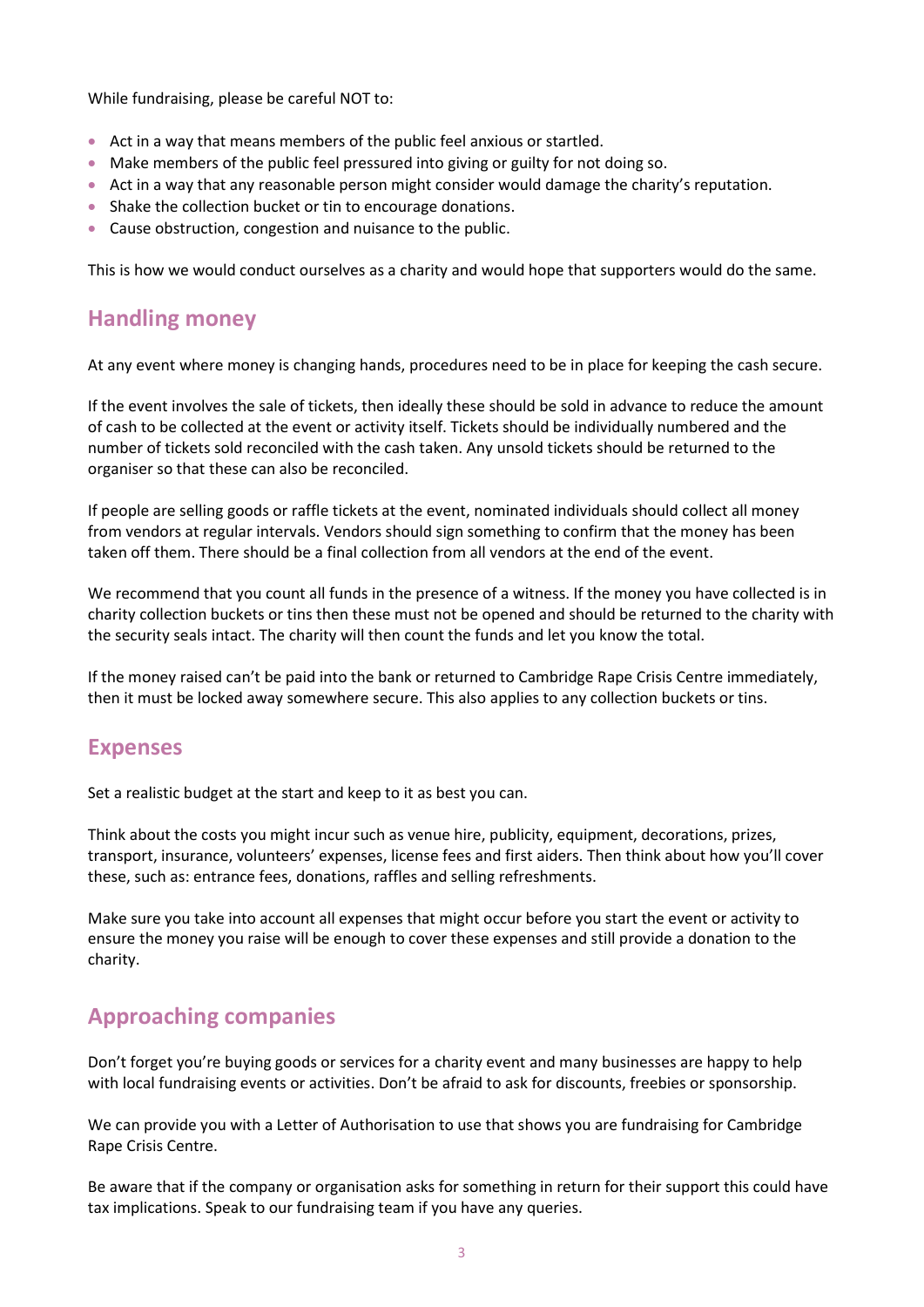While fundraising, please be careful NOT to:

- Act in a way that means members of the public feel anxious or startled.
- Make members of the public feel pressured into giving or guilty for not doing so.
- Act in a way that any reasonable person might consider would damage the charity's reputation.
- Shake the collection bucket or tin to encourage donations.
- Cause obstruction, congestion and nuisance to the public.

This is how we would conduct ourselves as a charity and would hope that supporters would do the same.

## Handling money

At any event where money is changing hands, procedures need to be in place for keeping the cash secure.

If the event involves the sale of tickets, then ideally these should be sold in advance to reduce the amount of cash to be collected at the event or activity itself. Tickets should be individually numbered and the number of tickets sold reconciled with the cash taken. Any unsold tickets should be returned to the organiser so that these can also be reconciled.

If people are selling goods or raffle tickets at the event, nominated individuals should collect all money from vendors at regular intervals. Vendors should sign something to confirm that the money has been taken off them. There should be a final collection from all vendors at the end of the event.

We recommend that you count all funds in the presence of a witness. If the money you have collected is in charity collection buckets or tins then these must not be opened and should be returned to the charity with the security seals intact. The charity will then count the funds and let you know the total.

If the money raised can't be paid into the bank or returned to Cambridge Rape Crisis Centre immediately, then it must be locked away somewhere secure. This also applies to any collection buckets or tins.

## Expenses

Set a realistic budget at the start and keep to it as best you can.

Think about the costs you might incur such as venue hire, publicity, equipment, decorations, prizes, transport, insurance, volunteers' expenses, license fees and first aiders. Then think about how you'll cover these, such as: entrance fees, donations, raffles and selling refreshments.

Make sure you take into account all expenses that might occur before you start the event or activity to ensure the money you raise will be enough to cover these expenses and still provide a donation to the charity.

## Approaching companies

Don't forget you're buying goods or services for a charity event and many businesses are happy to help with local fundraising events or activities. Don't be afraid to ask for discounts, freebies or sponsorship.

We can provide you with a Letter of Authorisation to use that shows you are fundraising for Cambridge Rape Crisis Centre.

Be aware that if the company or organisation asks for something in return for their support this could have tax implications. Speak to our fundraising team if you have any queries.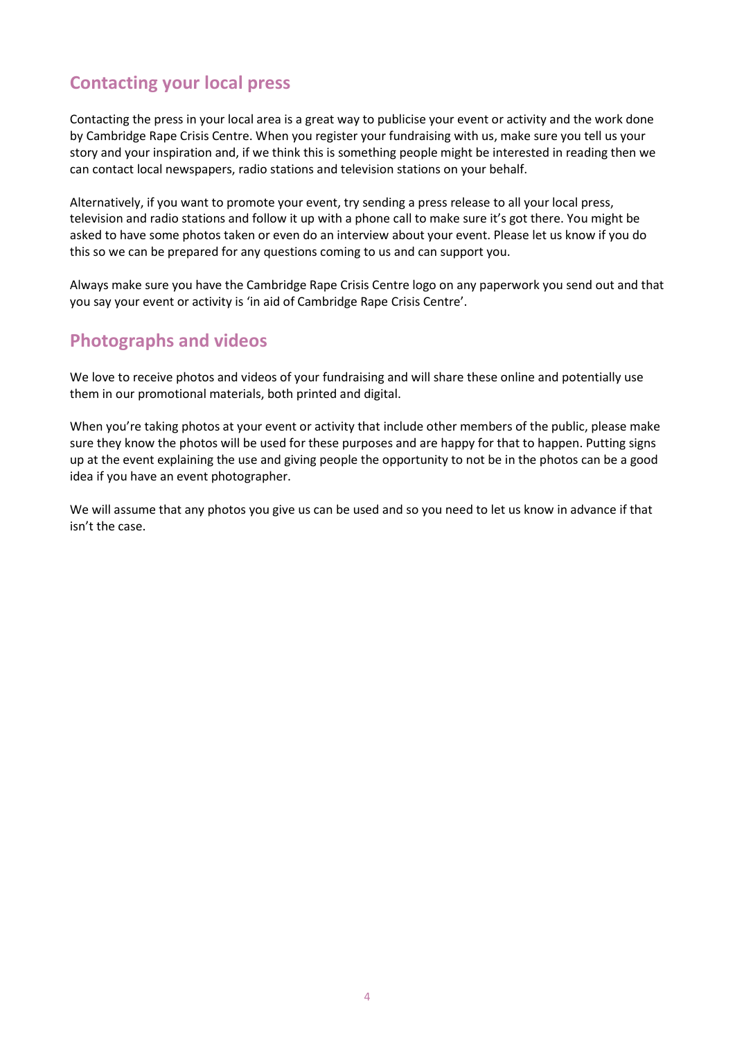## Contacting your local press

Contacting the press in your local area is a great way to publicise your event or activity and the work done by Cambridge Rape Crisis Centre. When you register your fundraising with us, make sure you tell us your story and your inspiration and, if we think this is something people might be interested in reading then we can contact local newspapers, radio stations and television stations on your behalf.

Alternatively, if you want to promote your event, try sending a press release to all your local press, television and radio stations and follow it up with a phone call to make sure it's got there. You might be asked to have some photos taken or even do an interview about your event. Please let us know if you do this so we can be prepared for any questions coming to us and can support you.

Always make sure you have the Cambridge Rape Crisis Centre logo on any paperwork you send out and that you say your event or activity is 'in aid of Cambridge Rape Crisis Centre'.

## Photographs and videos

We love to receive photos and videos of your fundraising and will share these online and potentially use them in our promotional materials, both printed and digital.

When you're taking photos at your event or activity that include other members of the public, please make sure they know the photos will be used for these purposes and are happy for that to happen. Putting signs up at the event explaining the use and giving people the opportunity to not be in the photos can be a good idea if you have an event photographer.

We will assume that any photos you give us can be used and so you need to let us know in advance if that isn't the case.